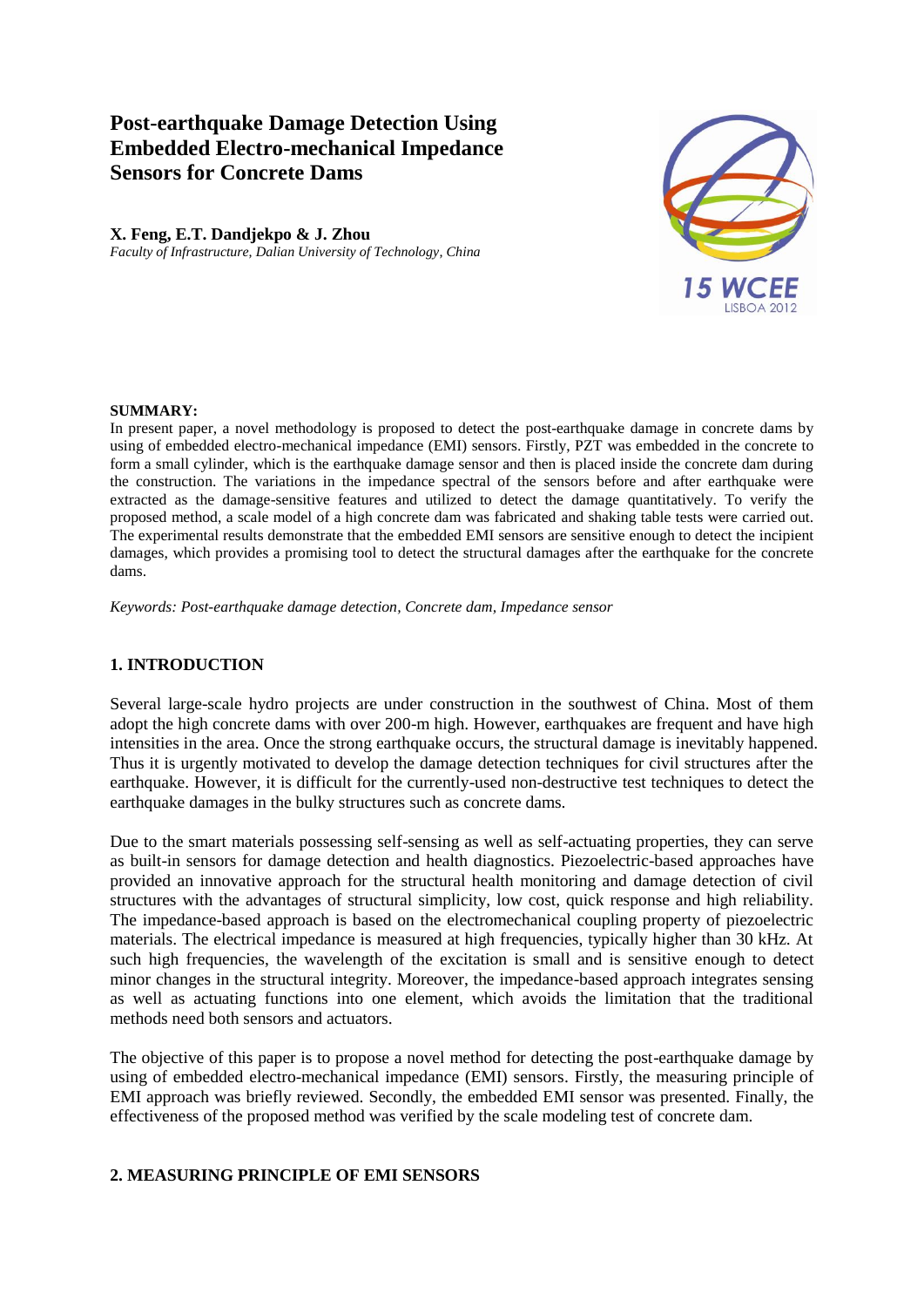# Post-earthquake Damage Detection Using Embedded Electro-mechanical Impedance Sensors for Concrete Dams

**X. Feng, E.T. Dandjekpo & J. Zhou**
*Faculty of Infrastructure, Dalian University of Technology, China*

**SUMMARY:**
In present paper, a novel methodology is proposed to detect the post-earthquake damage in concrete dams by using of embedded electro-mechanical impedance (EMI) sensors. Firstly, PZT was embedded in the concrete to form a small cylinder, which is the earthquake damage sensor and then is placed inside the concrete dam during the construction. The variations in the impedance spectral of the sensors before and after earthquake were extracted as the damage-sensitive features and utilized to detect the damage quantitatively. To verify the proposed method, a scale model of a high concrete dam was fabricated and shaking table tests were carried out. The experimental results demonstrate that the embedded EMI sensors are sensitive enough to detect the incipient damages, which provides a promising tool to detect the structural damages after the earthquake for the concrete dams.

*Keywords: Post-earthquake damage detection, Concrete dam, Impedance sensor*

## 1. INTRODUCTION

Several large-scale hydro projects are under construction in the southwest of China. Most of them adopt the high concrete dams with over 200-m high. However, earthquakes are frequent and have high intensities in the area. Once the strong earthquake occurs, the structural damage is inevitably happened. Thus it is urgently motivated to develop the damage detection techniques for civil structures after the earthquake. However, it is difficult for the currently-used non-destructive test techniques to detect the earthquake damages in the bulky structures such as concrete dams.

Due to the smart materials possessing self-sensing as well as self-actuating properties, they can serve as built-in sensors for damage detection and health diagnostics. Piezoelectric-based approaches have provided an innovative approach for the structural health monitoring and damage detection of civil structures with the advantages of structural simplicity, low cost, quick response and high reliability. The impedance-based approach is based on the electromechanical coupling property of piezoelectric materials. The electrical impedance is measured at high frequencies, typically higher than 30 kHz. At such high frequencies, the wavelength of the excitation is small and is sensitive enough to detect minor changes in the structural integrity. Moreover, the impedance-based approach integrates sensing as well as actuating functions into one element, which avoids the limitation that the traditional methods need both sensors and actuators.

The objective of this paper is to propose a novel method for detecting the post-earthquake damage by using of embedded electro-mechanical impedance (EMI) sensors. Firstly, the measuring principle of EMI approach was briefly reviewed. Secondly, the embedded EMI sensor was presented. Finally, the effectiveness of the proposed method was verified by the scale modeling test of concrete dam.

## 2. MEASURING PRINCIPLE OF EMI SENSORS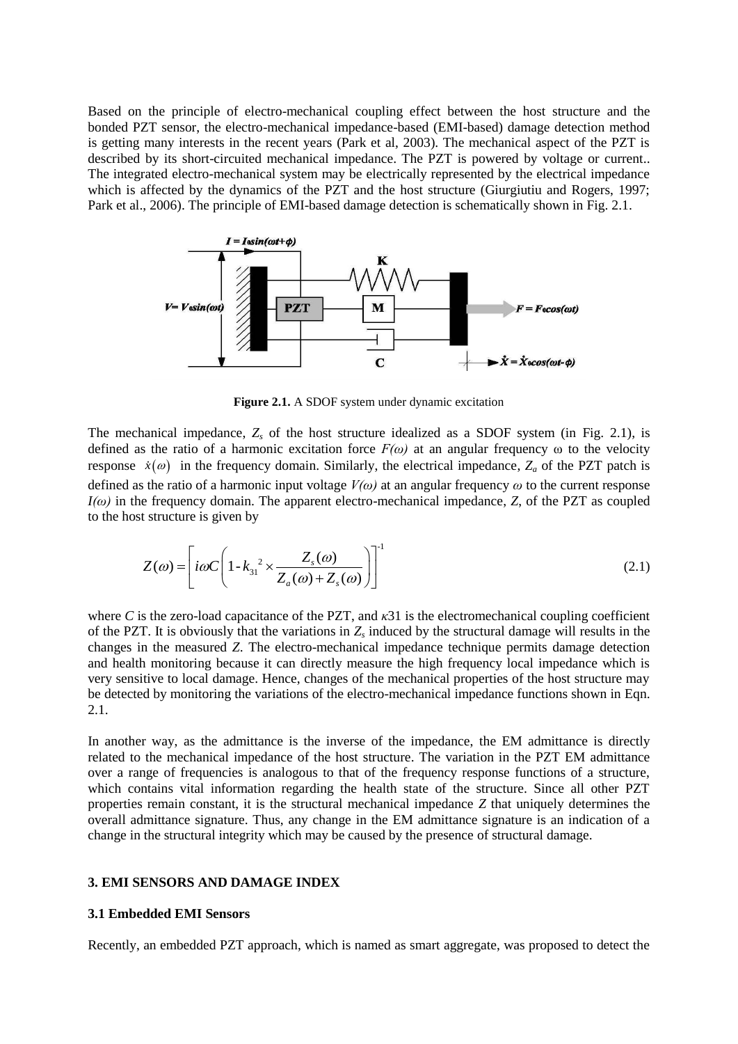Based on the principle of electro-mechanical coupling effect between the host structure and the bonded PZT sensor, the electro-mechanical impedance-based (EMI-based) damage detection method is getting many interests in the recent years (Park et al, 2003). The mechanical aspect of the PZT is described by its short-circuited mechanical impedance. The PZT is powered by voltage or current.. The integrated electro-mechanical system may be electrically represented by the electrical impedance which is affected by the dynamics of the PZT and the host structure (Giurgiutiu and Rogers, 1997; Park et al., 2006). The principle of EMI-based damage detection is schematically shown in Fig. 2.1.

**Figure 2.1.** A SDOF system under dynamic excitation

The mechanical impedance, $Z_s$ of the host structure idealized as a SDOF system (in Fig. 2.1), is defined as the ratio of a harmonic excitation force $F(\omega)$ at an angular frequency $\omega$ to the velocity response $\dot{x}(\omega)$ in the frequency domain. Similarly, the electrical impedance, $Z_a$ of the PZT patch is defined as the ratio of a harmonic input voltage $V(\omega)$ at an angular frequency $\omega$ to the current response $I(\omega)$ in the frequency domain. The apparent electro-mechanical impedance, $Z$, of the PZT as coupled to the host structure is given by

$$Z(\omega) = \left[ i\omega C \left( 1 - {k_{31}}^2 \times \frac{Z_s(\omega)}{Z_a(\omega) + Z_s(\omega)} \right) \right]^{-1} \tag{2.1}$$

where $C$ is the zero-load capacitance of the PZT, and $\kappa 31$ is the electromechanical coupling coefficient of the PZT. It is obviously that the variations in $Z_s$ induced by the structural damage will results in the changes in the measured $Z$. The electro-mechanical impedance technique permits damage detection and health monitoring because it can directly measure the high frequency local impedance which is very sensitive to local damage. Hence, changes of the mechanical properties of the host structure may be detected by monitoring the variations of the electro-mechanical impedance functions shown in Eqn. 2.1.

In another way, as the admittance is the inverse of the impedance, the EM admittance is directly related to the mechanical impedance of the host structure. The variation in the PZT EM admittance over a range of frequencies is analogous to that of the frequency response functions of a structure, which contains vital information regarding the health state of the structure. Since all other PZT properties remain constant, it is the structural mechanical impedance $Z$ that uniquely determines the overall admittance signature. Thus, any change in the EM admittance signature is an indication of a change in the structural integrity which may be caused by the presence of structural damage.

## 3. EMI SENSORS AND DAMAGE INDEX

### 3.1 Embedded EMI Sensors

Recently, an embedded PZT approach, which is named as smart aggregate, was proposed to detect the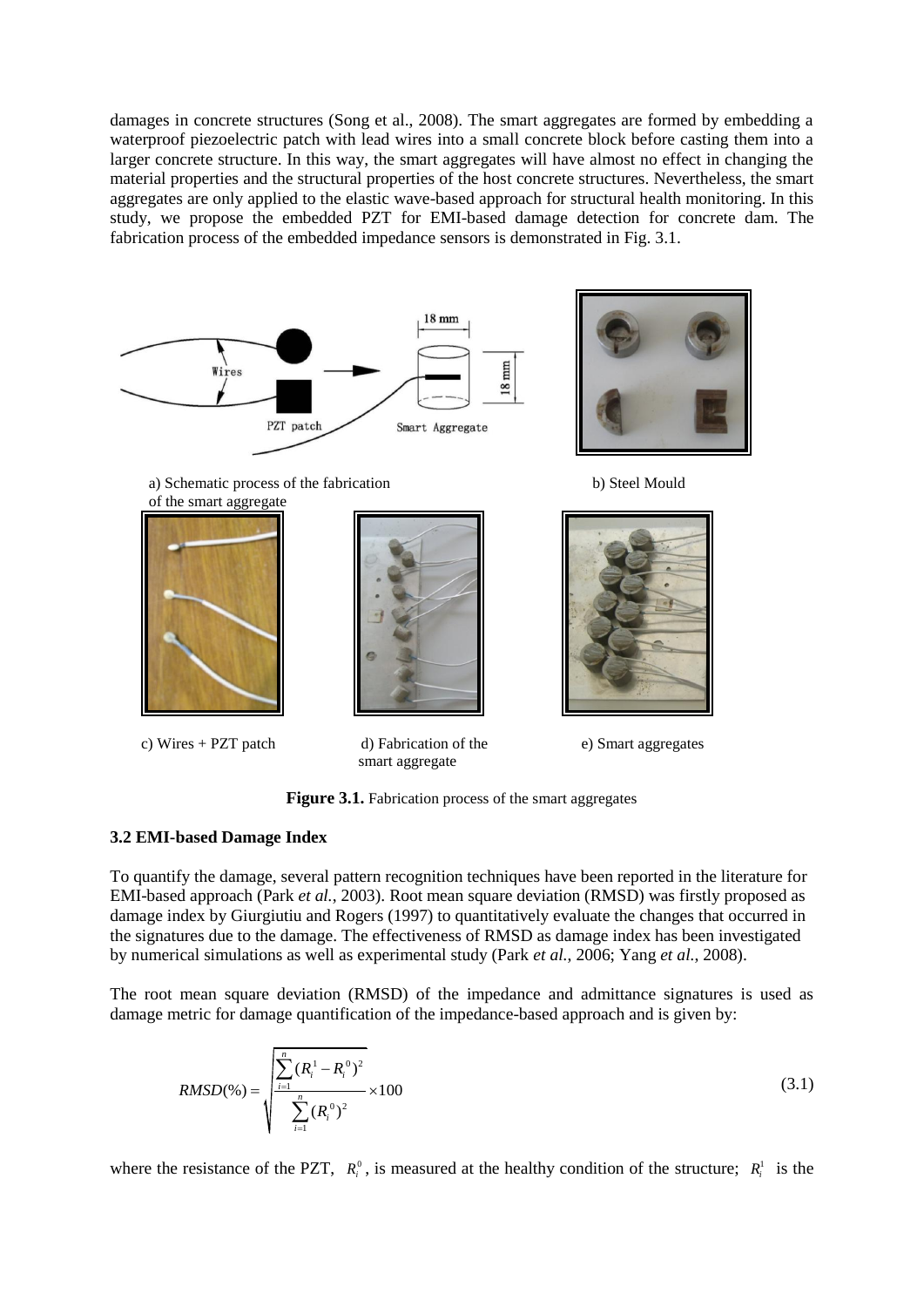damages in concrete structures (Song et al., 2008). The smart aggregates are formed by embedding a waterproof piezoelectric patch with lead wires into a small concrete block before casting them into a larger concrete structure. In this way, the smart aggregates will have almost no effect in changing the material properties and the structural properties of the host concrete structures. Nevertheless, the smart aggregates are only applied to the elastic wave-based approach for structural health monitoring. In this study, we propose the embedded PZT for EMI-based damage detection for concrete dam. The fabrication process of the embedded impedance sensors is demonstrated in Fig. 3.1.

a) Schematic process of the fabrication of the smart aggregate

b) Steel Mould

c) Wires + PZT patch

d) Fabrication of the smart aggregate

e) Smart aggregates

**Figure 3.1.** Fabrication process of the smart aggregates

### 3.2 EMI-based Damage Index

To quantify the damage, several pattern recognition techniques have been reported in the literature for EMI-based approach (Park *et al.*, 2003). Root mean square deviation (RMSD) was firstly proposed as damage index by Giurgiutiu and Rogers (1997) to quantitatively evaluate the changes that occurred in the signatures due to the damage. The effectiveness of RMSD as damage index has been investigated by numerical simulations as well as experimental study (Park *et al.*, 2006; Yang *et al.*, 2008).

The root mean square deviation (RMSD) of the impedance and admittance signatures is used as damage metric for damage quantification of the impedance-based approach and is given by:

$$RMSD(\%) = \sqrt{\frac{\sum_{i=1}^{n}(R_i^1 - R_i^0)^2}{\sum_{i=1}^{n}(R_i^0)^2}} \times 100 \tag{3.1}$$

where the resistance of the PZT, $R_i^0$, is measured at the healthy condition of the structure; $R_i^1$ is the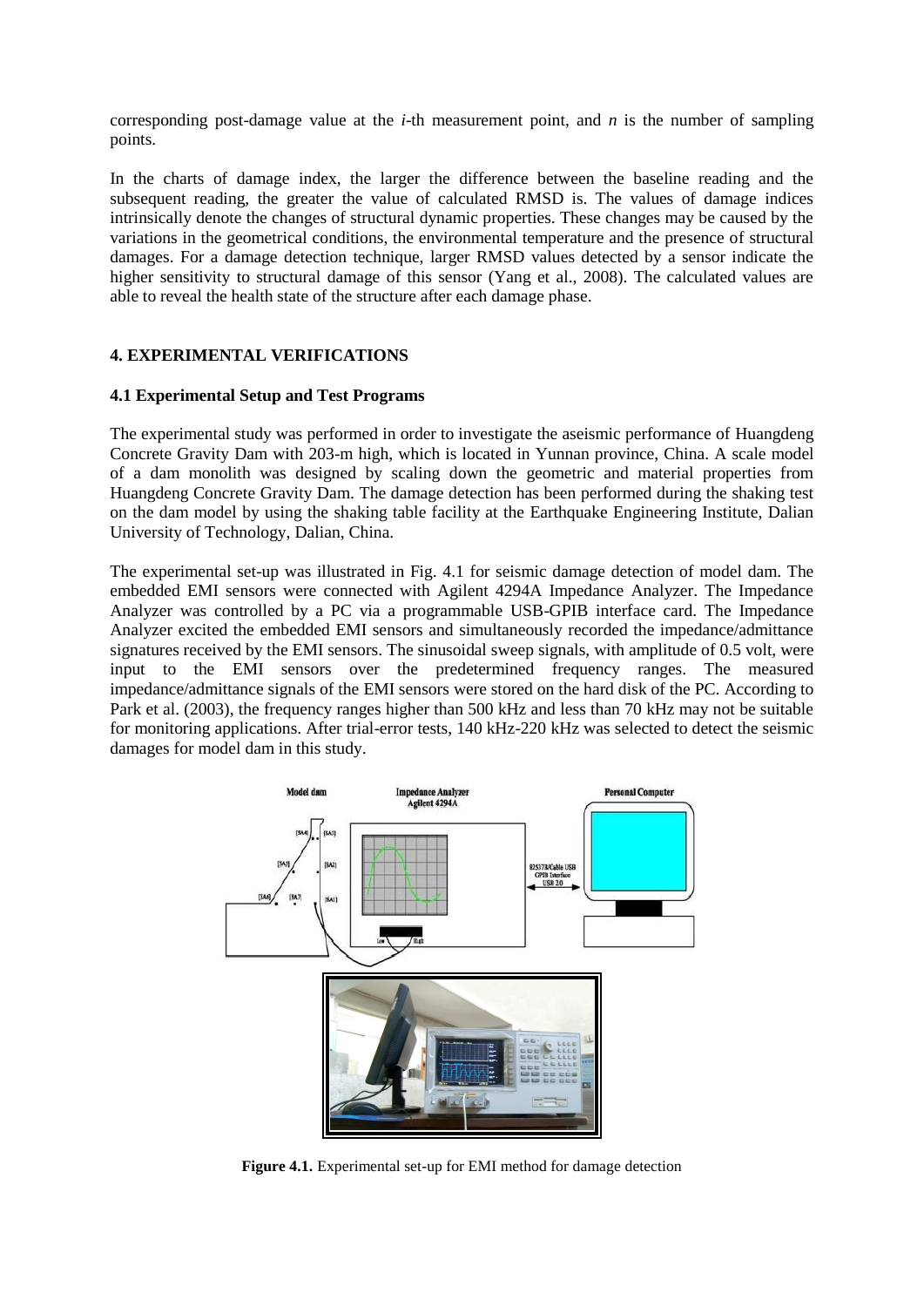corresponding post-damage value at the *i*-th measurement point, and *n* is the number of sampling points.

In the charts of damage index, the larger the difference between the baseline reading and the subsequent reading, the greater the value of calculated RMSD is. The values of damage indices intrinsically denote the changes of structural dynamic properties. These changes may be caused by the variations in the geometrical conditions, the environmental temperature and the presence of structural damages. For a damage detection technique, larger RMSD values detected by a sensor indicate the higher sensitivity to structural damage of this sensor (Yang et al., 2008). The calculated values are able to reveal the health state of the structure after each damage phase.

## 4. EXPERIMENTAL VERIFICATIONS

### 4.1 Experimental Setup and Test Programs

The experimental study was performed in order to investigate the aseismic performance of Huangdeng Concrete Gravity Dam with 203-m high, which is located in Yunnan province, China. A scale model of a dam monolith was designed by scaling down the geometric and material properties from Huangdeng Concrete Gravity Dam. The damage detection has been performed during the shaking test on the dam model by using the shaking table facility at the Earthquake Engineering Institute, Dalian University of Technology, Dalian, China.

The experimental set-up was illustrated in Fig. 4.1 for seismic damage detection of model dam. The embedded EMI sensors were connected with Agilent 4294A Impedance Analyzer. The Impedance Analyzer was controlled by a PC via a programmable USB-GPIB interface card. The Impedance Analyzer excited the embedded EMI sensors and simultaneously recorded the impedance/admittance signatures received by the EMI sensors. The sinusoidal sweep signals, with amplitude of 0.5 volt, were input to the EMI sensors over the predetermined frequency ranges. The measured impedance/admittance signals of the EMI sensors were stored on the hard disk of the PC. According to Park et al. (2003), the frequency ranges higher than 500 kHz and less than 70 kHz may not be suitable for monitoring applications. After trial-error tests, 140 kHz-220 kHz was selected to detect the seismic damages for model dam in this study.

**Figure 4.1.** Experimental set-up for EMI method for damage detection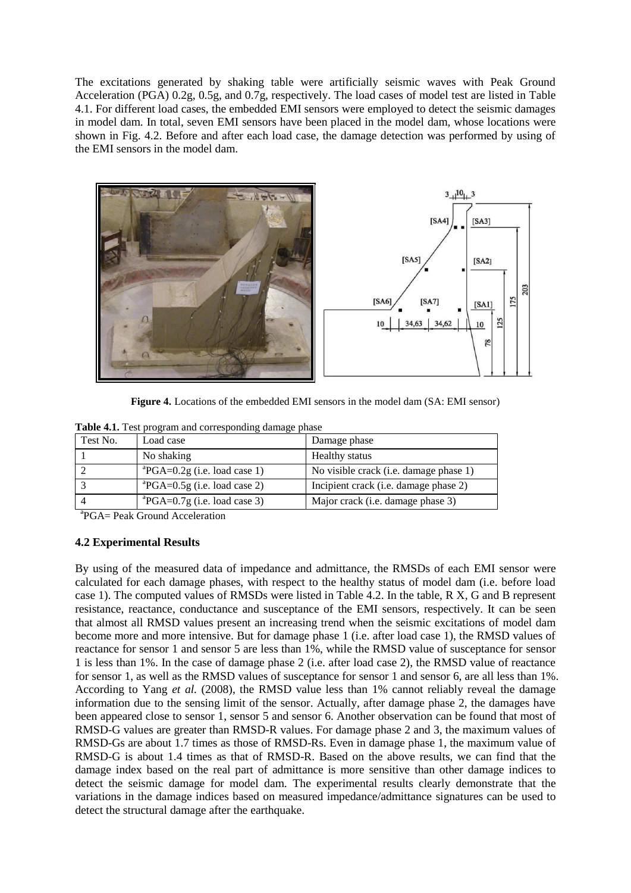The excitations generated by shaking table were artificially seismic waves with Peak Ground Acceleration (PGA) 0.2g, 0.5g, and 0.7g, respectively. The load cases of model test are listed in Table 4.1. For different load cases, the embedded EMI sensors were employed to detect the seismic damages in model dam. In total, seven EMI sensors have been placed in the model dam, whose locations were shown in Fig. 4.2. Before and after each load case, the damage detection was performed by using of the EMI sensors in the model dam.

**Figure 4.** Locations of the embedded EMI sensors in the model dam (SA: EMI sensor)

**Table 4.1.** Test program and corresponding damage phase

| Test No. | Load case | Damage phase |
| --- | --- | --- |
| 1 | No shaking | Healthy status |
| 2 | [a]PGA=0.2g (i.e. load case 1) | No visible crack (i.e. damage phase 1) |
| 3 | [a]PGA=0.5g (i.e. load case 2) | Incipient crack (i.e. damage phase 2) |
| 4 | [a]PGA=0.7g (i.e. load case 3) | Major crack (i.e. damage phase 3) |

[a]PGA= Peak Ground Acceleration

### 4.2 Experimental Results

By using of the measured data of impedance and admittance, the RMSDs of each EMI sensor were calculated for each damage phases, with respect to the healthy status of model dam (i.e. before load case 1). The computed values of RMSDs were listed in Table 4.2. In the table, R X, G and B represent resistance, reactance, conductance and susceptance of the EMI sensors, respectively. It can be seen that almost all RMSD values present an increasing trend when the seismic excitations of model dam become more and more intensive. But for damage phase 1 (i.e. after load case 1), the RMSD values of reactance for sensor 1 and sensor 5 are less than 1%, while the RMSD value of susceptance for sensor 1 is less than 1%. In the case of damage phase 2 (i.e. after load case 2), the RMSD value of reactance for sensor 1, as well as the RMSD values of susceptance for sensor 1 and sensor 6, are all less than 1%. According to Yang *et al.* (2008), the RMSD value less than 1% cannot reliably reveal the damage information due to the sensing limit of the sensor. Actually, after damage phase 2, the damages have been appeared close to sensor 1, sensor 5 and sensor 6. Another observation can be found that most of RMSD-G values are greater than RMSD-R values. For damage phase 2 and 3, the maximum values of RMSD-Gs are about 1.7 times as those of RMSD-Rs. Even in damage phase 1, the maximum value of RMSD-G is about 1.4 times as that of RMSD-R. Based on the above results, we can find that the damage index based on the real part of admittance is more sensitive than other damage indices to detect the seismic damage for model dam. The experimental results clearly demonstrate that the variations in the damage indices based on measured impedance/admittance signatures can be used to detect the structural damage after the earthquake.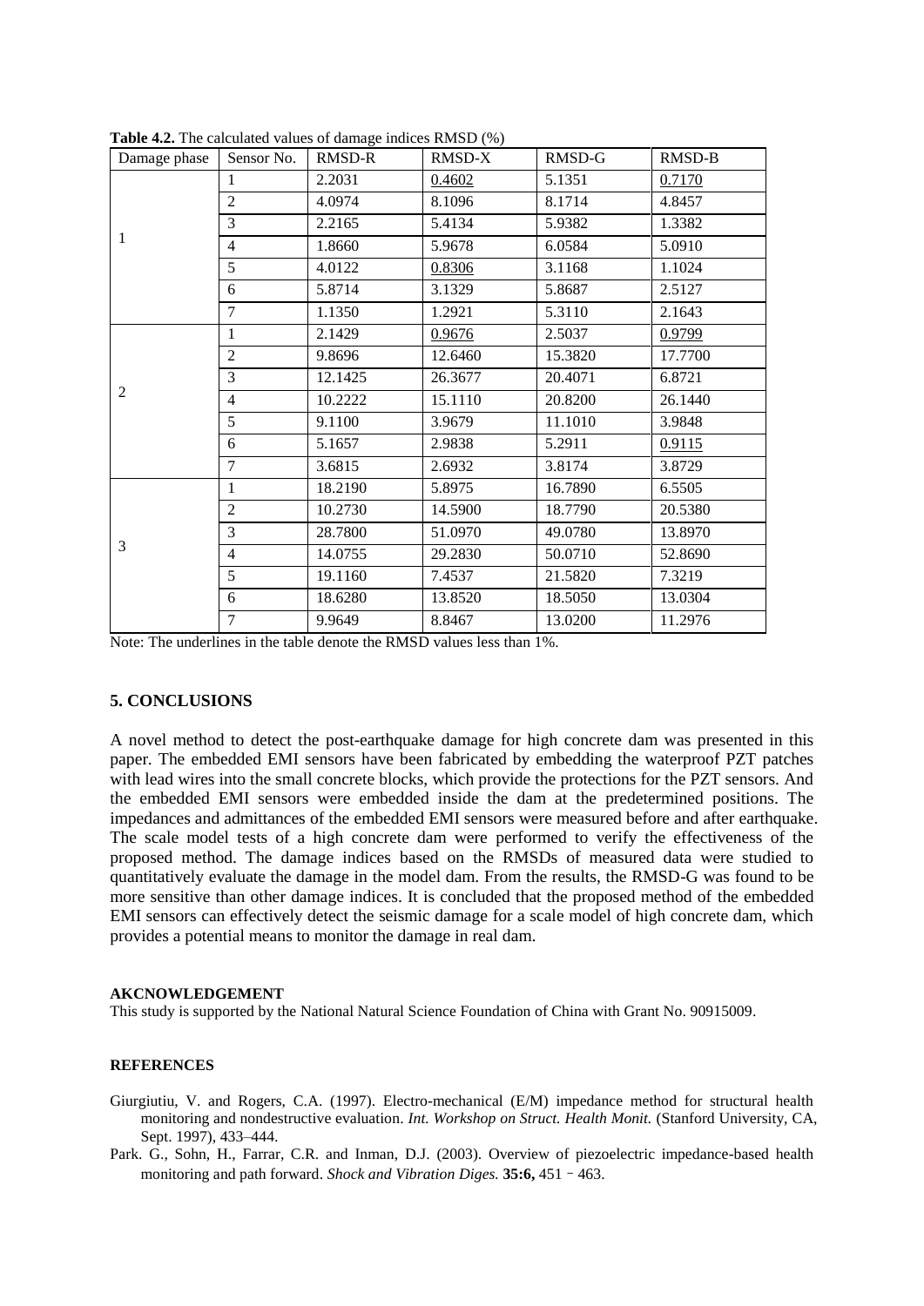**Table 4.2.** The calculated values of damage indices RMSD (%)

| Damage phase | Sensor No. | RMSD-R | RMSD-X | RMSD-G | RMSD-B |
|---|---|---|---|---|---|
| 1 | 1 | 2.2031 | <u>0.4602</u> | 5.1351 | <u>0.7170</u> |
| | 2 | 4.0974 | 8.1096 | 8.1714 | 4.8457 |
| | 3 | 2.2165 | 5.4134 | 5.9382 | 1.3382 |
| | 4 | 1.8660 | 5.9678 | 6.0584 | 5.0910 |
| | 5 | 4.0122 | <u>0.8306</u> | 3.1168 | 1.1024 |
| | 6 | 5.8714 | 3.1329 | 5.8687 | 2.5127 |
| | 7 | 1.1350 | 1.2921 | 5.3110 | 2.1643 |
| 2 | 1 | 2.1429 | <u>0.9676</u> | 2.5037 | <u>0.9799</u> |
| | 2 | 9.8696 | 12.6460 | 15.3820 | 17.7700 |
| | 3 | 12.1425 | 26.3677 | 20.4071 | 6.8721 |
| | 4 | 10.2222 | 15.1110 | 20.8200 | 26.1440 |
| | 5 | 9.1100 | 3.9679 | 11.1010 | 3.9848 |
| | 6 | 5.1657 | 2.9838 | 5.2911 | <u>0.9115</u> |
| | 7 | 3.6815 | 2.6932 | 3.8174 | 3.8729 |
| 3 | 1 | 18.2190 | 5.8975 | 16.7890 | 6.5505 |
| | 2 | 10.2730 | 14.5900 | 18.7790 | 20.5380 |
| | 3 | 28.7800 | 51.0970 | 49.0780 | 13.8970 |
| | 4 | 14.0755 | 29.2830 | 50.0710 | 52.8690 |
| | 5 | 19.1160 | 7.4537 | 21.5820 | 7.3219 |
| | 6 | 18.6280 | 13.8520 | 18.5050 | 13.0304 |
| | 7 | 9.9649 | 8.8467 | 13.0200 | 11.2976 |

Note: The underlines in the table denote the RMSD values less than 1%.

## 5. CONCLUSIONS

A novel method to detect the post-earthquake damage for high concrete dam was presented in this paper. The embedded EMI sensors have been fabricated by embedding the waterproof PZT patches with lead wires into the small concrete blocks, which provide the protections for the PZT sensors. And the embedded EMI sensors were embedded inside the dam at the predetermined positions. The impedances and admittances of the embedded EMI sensors were measured before and after earthquake. The scale model tests of a high concrete dam were performed to verify the effectiveness of the proposed method. The damage indices based on the RMSDs of measured data were studied to quantitatively evaluate the damage in the model dam. From the results, the RMSD-G was found to be more sensitive than other damage indices. It is concluded that the proposed method of the embedded EMI sensors can effectively detect the seismic damage for a scale model of high concrete dam, which provides a potential means to monitor the damage in real dam.

#### AKCNOWLEDGEMENT

This study is supported by the National Natural Science Foundation of China with Grant No. 90915009.

#### REFERENCES

Giurgiutiu, V. and Rogers, C.A. (1997). Electro-mechanical (E/M) impedance method for structural health monitoring and nondestructive evaluation. *Int. Workshop on Struct. Health Monit.* (Stanford University, CA, Sept. 1997), 433–444.

Park. G., Sohn, H., Farrar, C.R. and Inman, D.J. (2003). Overview of piezoelectric impedance-based health monitoring and path forward. *Shock and Vibration Diges.* **35:6,** 451 – 463.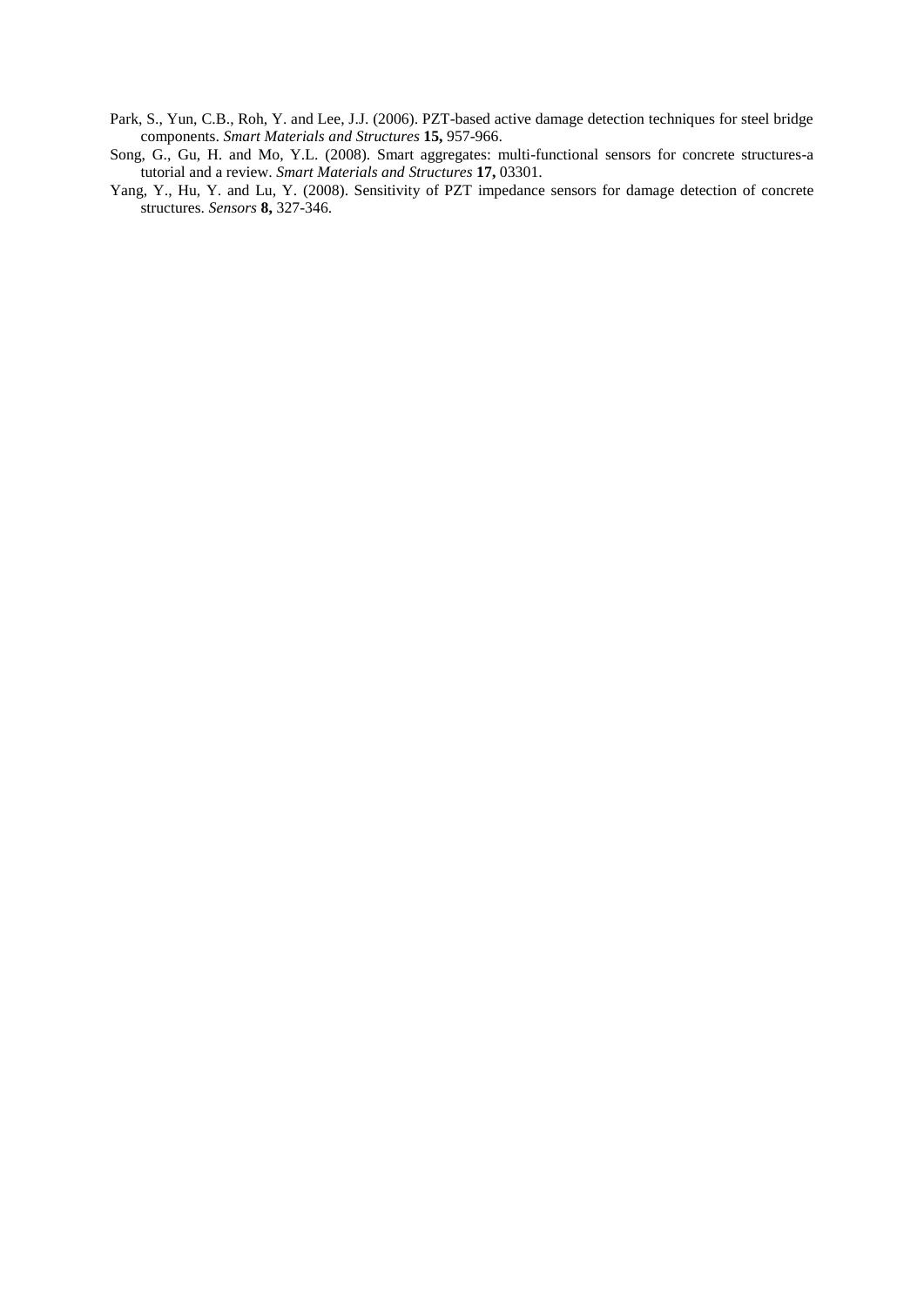Park, S., Yun, C.B., Roh, Y. and Lee, J.J. (2006). PZT-based active damage detection techniques for steel bridge components. *Smart Materials and Structures* **15,** 957-966.

Song, G., Gu, H. and Mo, Y.L. (2008). Smart aggregates: multi-functional sensors for concrete structures-a tutorial and a review. *Smart Materials and Structures* **17,** 03301.

Yang, Y., Hu, Y. and Lu, Y. (2008). Sensitivity of PZT impedance sensors for damage detection of concrete structures. *Sensors* **8,** 327-346.